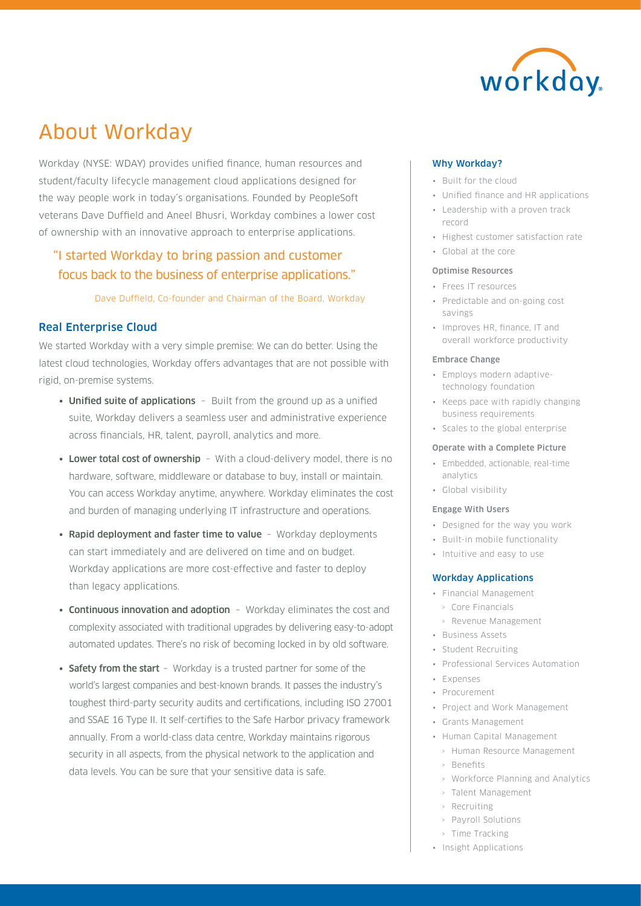# About Workday

Workday (NYSE: WDAY) provides unified finance, human resources and student/faculty lifecycle management cloud applications designed for the way people work in today's organisations. Founded by PeopleSoft veterans Dave Duffield and Aneel Bhusri, Workday combines a lower cost of ownership with an innovative approach to enterprise applications.

> "I started Workday to bring passion and customer focus back to the business of enterprise applications."
>
> Dave Duffield, Co-founder and Chairman of the Board, Workday

## Real Enterprise Cloud

We started Workday with a very simple premise: We can do better. Using the latest cloud technologies, Workday offers advantages that are not possible with rigid, on-premise systems.

- **Unified suite of applications** – Built from the ground up as a unified suite, Workday delivers a seamless user and administrative experience across financials, HR, talent, payroll, analytics and more.
- **Lower total cost of ownership** – With a cloud-delivery model, there is no hardware, software, middleware or database to buy, install or maintain. You can access Workday anytime, anywhere. Workday eliminates the cost and burden of managing underlying IT infrastructure and operations.
- **Rapid deployment and faster time to value** – Workday deployments can start immediately and are delivered on time and on budget. Workday applications are more cost-effective and faster to deploy than legacy applications.
- **Continuous innovation and adoption** – Workday eliminates the cost and complexity associated with traditional upgrades by delivering easy-to-adopt automated updates. There's no risk of becoming locked in by old software.
- **Safety from the start** – Workday is a trusted partner for some of the world's largest companies and best-known brands. It passes the industry's toughest third-party security audits and certifications, including ISO 27001 and SSAE 16 Type II. It self-certifies to the Safe Harbor privacy framework annually. From a world-class data centre, Workday maintains rigorous security in all aspects, from the physical network to the application and data levels. You can be sure that your sensitive data is safe.

### Why Workday?

- Built for the cloud
- Unified finance and HR applications
- Leadership with a proven track record
- Highest customer satisfaction rate
- Global at the core

#### Optimise Resources

- Frees IT resources
- Predictable and on-going cost savings
- Improves HR, finance, IT and overall workforce productivity

#### Embrace Change

- Employs modern adaptive-technology foundation
- Keeps pace with rapidly changing business requirements
- Scales to the global enterprise

#### Operate with a Complete Picture

- Embedded, actionable, real-time analytics
- Global visibility

#### Engage With Users

- Designed for the way you work
- Built-in mobile functionality
- Intuitive and easy to use

### Workday Applications

- Financial Management
  - Core Financials
  - Revenue Management
- Business Assets
- Student Recruiting
- Professional Services Automation
- Expenses
- Procurement
- Project and Work Management
- Grants Management
- Human Capital Management
  - Human Resource Management
  - Benefits
  - Workforce Planning and Analytics
  - Talent Management
  - Recruiting
  - Payroll Solutions
  - Time Tracking
- Insight Applications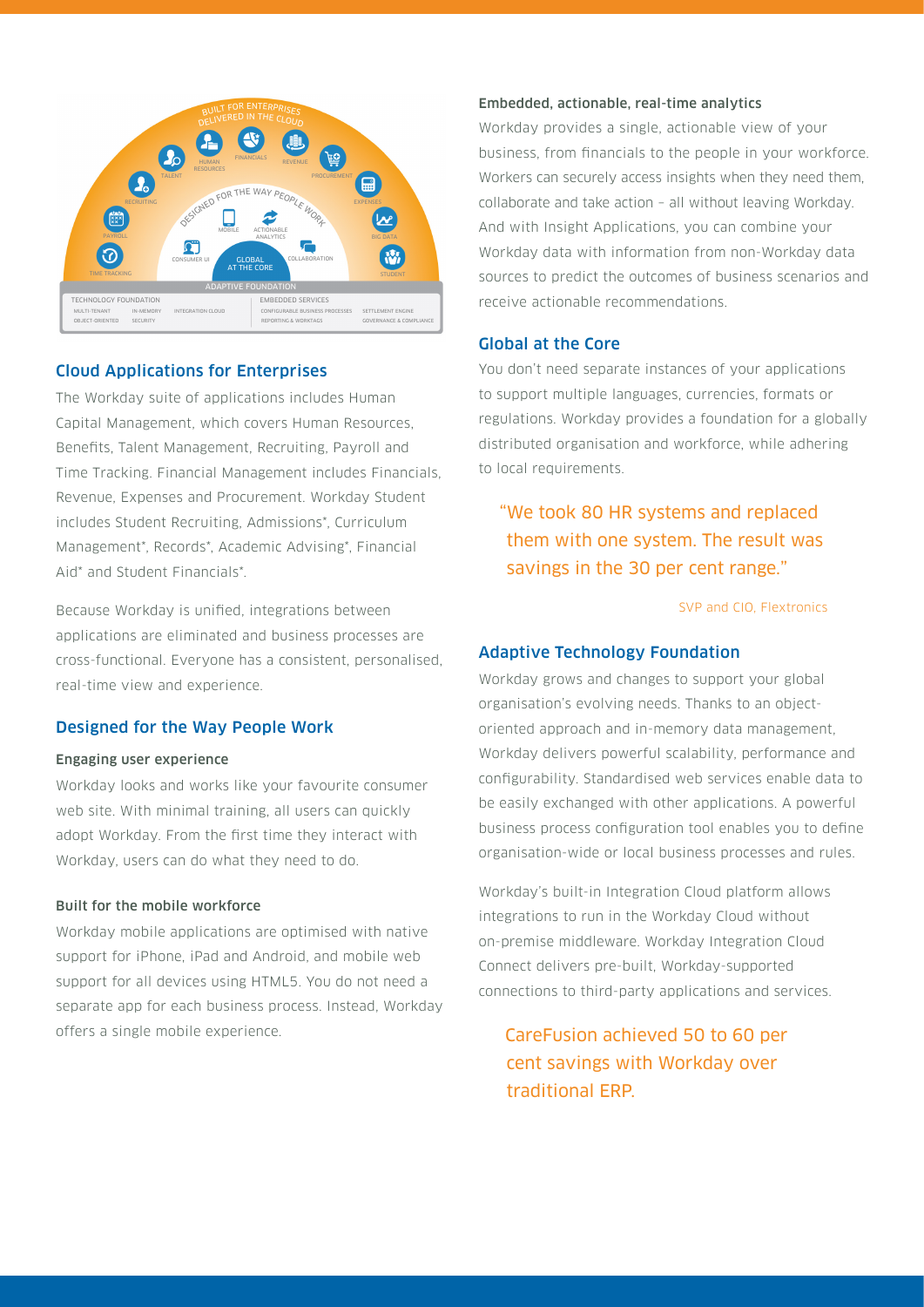## Cloud Applications for Enterprises

The Workday suite of applications includes Human Capital Management, which covers Human Resources, Benefits, Talent Management, Recruiting, Payroll and Time Tracking. Financial Management includes Financials, Revenue, Expenses and Procurement. Workday Student includes Student Recruiting, Admissions*, Curriculum Management*, Records*, Academic Advising*, Financial Aid* and Student Financials*.

Because Workday is unified, integrations between applications are eliminated and business processes are cross-functional. Everyone has a consistent, personalised, real-time view and experience.

## Designed for the Way People Work

### Engaging user experience

Workday looks and works like your favourite consumer web site. With minimal training, all users can quickly adopt Workday. From the first time they interact with Workday, users can do what they need to do.

### Built for the mobile workforce

Workday mobile applications are optimised with native support for iPhone, iPad and Android, and mobile web support for all devices using HTML5. You do not need a separate app for each business process. Instead, Workday offers a single mobile experience.

### Embedded, actionable, real-time analytics

Workday provides a single, actionable view of your business, from financials to the people in your workforce. Workers can securely access insights when they need them, collaborate and take action – all without leaving Workday. And with Insight Applications, you can combine your Workday data with information from non-Workday data sources to predict the outcomes of business scenarios and receive actionable recommendations.

## Global at the Core

You don't need separate instances of your applications to support multiple languages, currencies, formats or regulations. Workday provides a foundation for a globally distributed organisation and workforce, while adhering to local requirements.

> "We took 80 HR systems and replaced them with one system. The result was savings in the 30 per cent range."
>
> SVP and CIO, Flextronics

## Adaptive Technology Foundation

Workday grows and changes to support your global organisation's evolving needs. Thanks to an object-oriented approach and in-memory data management, Workday delivers powerful scalability, performance and configurability. Standardised web services enable data to be easily exchanged with other applications. A powerful business process configuration tool enables you to define organisation-wide or local business processes and rules.

Workday's built-in Integration Cloud platform allows integrations to run in the Workday Cloud without on-premise middleware. Workday Integration Cloud Connect delivers pre-built, Workday-supported connections to third-party applications and services.

> CareFusion achieved 50 to 60 per cent savings with Workday over traditional ERP.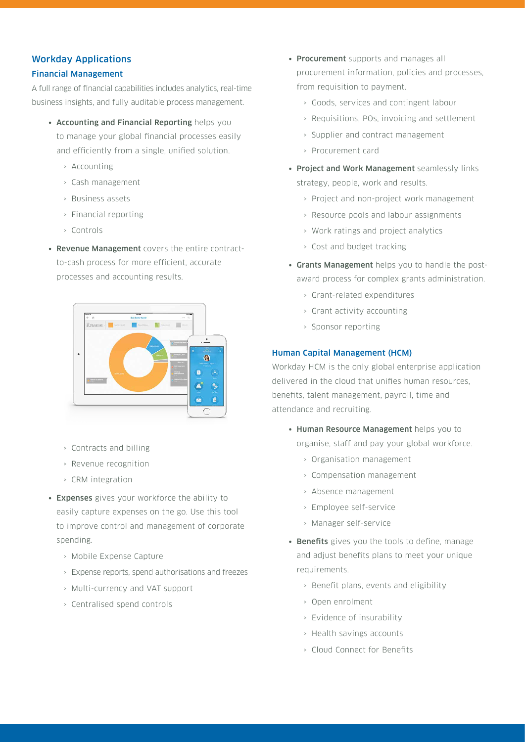## Workday Applications

### Financial Management

A full range of financial capabilities includes analytics, real-time business insights, and fully auditable process management.

- **Accounting and Financial Reporting** helps you to manage your global financial processes easily and efficiently from a single, unified solution.
  - Accounting
  - Cash management
  - Business assets
  - Financial reporting
  - Controls
- **Revenue Management** covers the entire contract-to-cash process for more efficient, accurate processes and accounting results.
  - Contracts and billing
  - Revenue recognition
  - CRM integration
- **Expenses** gives your workforce the ability to easily capture expenses on the go. Use this tool to improve control and management of corporate spending.
  - Mobile Expense Capture
  - Expense reports, spend authorisations and freezes
  - Multi-currency and VAT support
  - Centralised spend controls
- **Procurement** supports and manages all procurement information, policies and processes, from requisition to payment.
  - Goods, services and contingent labour
  - Requisitions, POs, invoicing and settlement
  - Supplier and contract management
  - Procurement card
- **Project and Work Management** seamlessly links strategy, people, work and results.
  - Project and non-project work management
  - Resource pools and labour assignments
  - Work ratings and project analytics
  - Cost and budget tracking
- **Grants Management** helps you to handle the post-award process for complex grants administration.
  - Grant-related expenditures
  - Grant activity accounting
  - Sponsor reporting

### Human Capital Management (HCM)

Workday HCM is the only global enterprise application delivered in the cloud that unifies human resources, benefits, talent management, payroll, time and attendance and recruiting.

- **Human Resource Management** helps you to organise, staff and pay your global workforce.
  - Organisation management
  - Compensation management
  - Absence management
  - Employee self-service
  - Manager self-service
- **Benefits** gives you the tools to define, manage and adjust benefits plans to meet your unique requirements.
  - Benefit plans, events and eligibility
  - Open enrolment
  - Evidence of insurability
  - Health savings accounts
  - Cloud Connect for Benefits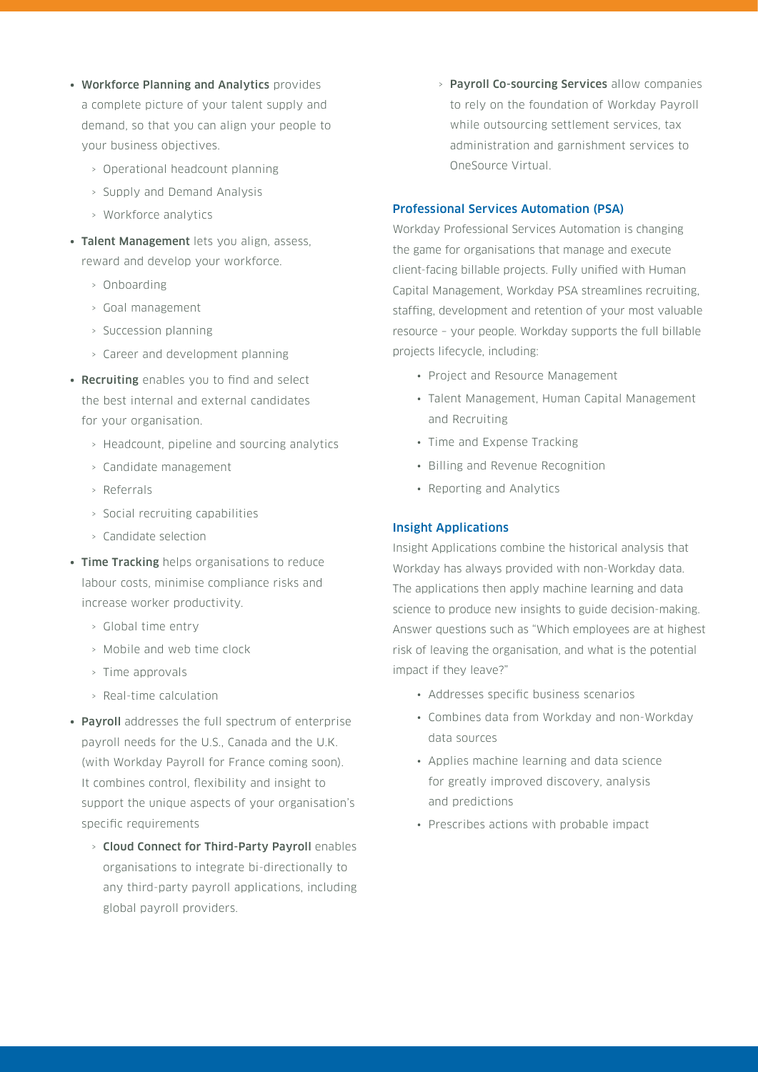- **Workforce Planning and Analytics** provides a complete picture of your talent supply and demand, so that you can align your people to your business objectives.
  - Operational headcount planning
  - Supply and Demand Analysis
  - Workforce analytics
- **Talent Management** lets you align, assess, reward and develop your workforce.
  - Onboarding
  - Goal management
  - Succession planning
  - Career and development planning
- **Recruiting** enables you to find and select the best internal and external candidates for your organisation.
  - Headcount, pipeline and sourcing analytics
  - Candidate management
  - Referrals
  - Social recruiting capabilities
  - Candidate selection
- **Time Tracking** helps organisations to reduce labour costs, minimise compliance risks and increase worker productivity.
  - Global time entry
  - Mobile and web time clock
  - Time approvals
  - Real-time calculation
- **Payroll** addresses the full spectrum of enterprise payroll needs for the U.S., Canada and the U.K. (with Workday Payroll for France coming soon). It combines control, flexibility and insight to support the unique aspects of your organisation's specific requirements
  - **Cloud Connect for Third-Party Payroll** enables organisations to integrate bi-directionally to any third-party payroll applications, including global payroll providers.
  - **Payroll Co-sourcing Services** allow companies to rely on the foundation of Workday Payroll while outsourcing settlement services, tax administration and garnishment services to OneSource Virtual.

### Professional Services Automation (PSA)

Workday Professional Services Automation is changing the game for organisations that manage and execute client-facing billable projects. Fully unified with Human Capital Management, Workday PSA streamlines recruiting, staffing, development and retention of your most valuable resource – your people. Workday supports the full billable projects lifecycle, including:

- Project and Resource Management
- Talent Management, Human Capital Management and Recruiting
- Time and Expense Tracking
- Billing and Revenue Recognition
- Reporting and Analytics

### Insight Applications

Insight Applications combine the historical analysis that Workday has always provided with non-Workday data. The applications then apply machine learning and data science to produce new insights to guide decision-making. Answer questions such as "Which employees are at highest risk of leaving the organisation, and what is the potential impact if they leave?"

- Addresses specific business scenarios
- Combines data from Workday and non-Workday data sources
- Applies machine learning and data science for greatly improved discovery, analysis and predictions
- Prescribes actions with probable impact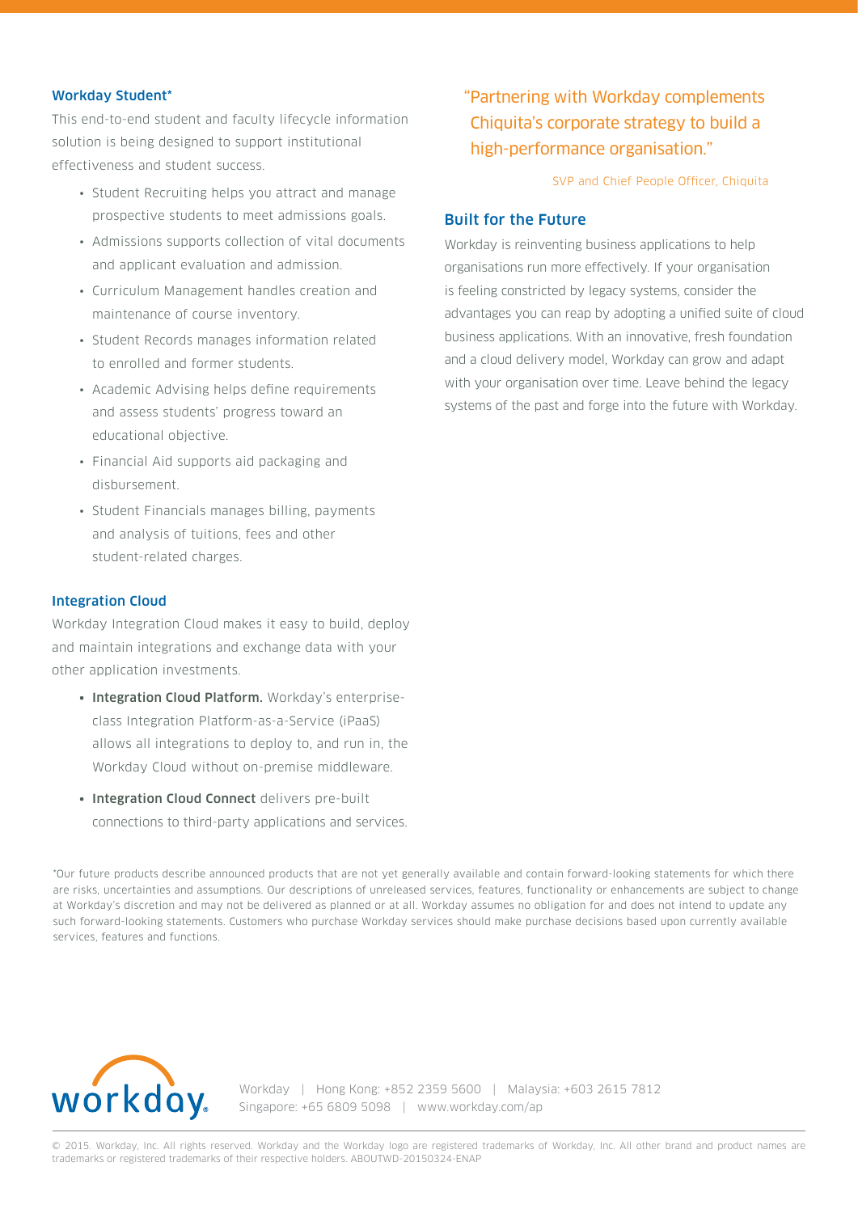### Workday Student*

This end-to-end student and faculty lifecycle information solution is being designed to support institutional effectiveness and student success.

- Student Recruiting helps you attract and manage prospective students to meet admissions goals.
- Admissions supports collection of vital documents and applicant evaluation and admission.
- Curriculum Management handles creation and maintenance of course inventory.
- Student Records manages information related to enrolled and former students.
- Academic Advising helps define requirements and assess students' progress toward an educational objective.
- Financial Aid supports aid packaging and disbursement.
- Student Financials manages billing, payments and analysis of tuitions, fees and other student-related charges.

### Integration Cloud

Workday Integration Cloud makes it easy to build, deploy and maintain integrations and exchange data with your other application investments.

- **Integration Cloud Platform.** Workday's enterprise-class Integration Platform-as-a-Service (iPaaS) allows all integrations to deploy to, and run in, the Workday Cloud without on-premise middleware.
- **Integration Cloud Connect** delivers pre-built connections to third-party applications and services.

"Partnering with Workday complements Chiquita's corporate strategy to build a high-performance organisation."

SVP and Chief People Officer, Chiquita

### Built for the Future

Workday is reinventing business applications to help organisations run more effectively. If your organisation is feeling constricted by legacy systems, consider the advantages you can reap by adopting a unified suite of cloud business applications. With an innovative, fresh foundation and a cloud delivery model, Workday can grow and adapt with your organisation over time. Leave behind the legacy systems of the past and forge into the future with Workday.

*Our future products describe announced products that are not yet generally available and contain forward-looking statements for which there are risks, uncertainties and assumptions. Our descriptions of unreleased services, features, functionality or enhancements are subject to change at Workday's discretion and may not be delivered as planned or at all. Workday assumes no obligation for and does not intend to update any such forward-looking statements. Customers who purchase Workday services should make purchase decisions based upon currently available services, features and functions.

Workday | Hong Kong: +852 2359 5600 | Malaysia: +603 2615 7812
Singapore: +65 6809 5098 | www.workday.com/ap

© 2015. Workday, Inc. All rights reserved. Workday and the Workday logo are registered trademarks of Workday, Inc. All other brand and product names are trademarks or registered trademarks of their respective holders. ABOUTWD-20150324-ENAP